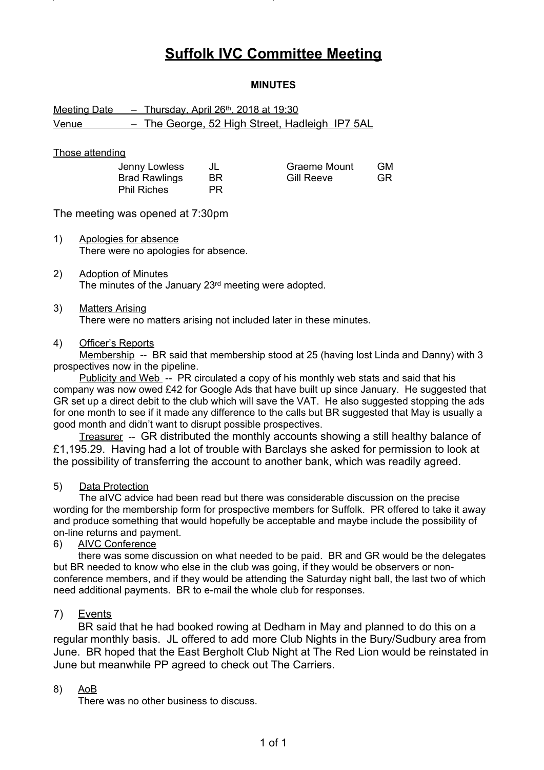# Suffolk IVC Committee Meeting

**MINUTES**

Meeting Date – Thursday, April 26th, 2018 at 19:30
Venue – The George, 52 High Street, Hadleigh IP7 5AL

Those attending

| Name | Initials | Name | Initials |
|---|---|---|---|
| Jenny Lowless | JL | Graeme Mount | GM |
| Brad Rawlings | BR | Gill Reeve | GR |
| Phil Riches | PR | | |

The meeting was opened at 7:30pm

1) Apologies for absence
   There were no apologies for absence.

2) Adoption of Minutes
   The minutes of the January 23rd meeting were adopted.

3) Matters Arising
   There were no matters arising not included later in these minutes.

4) Officer's Reports

Membership -- BR said that membership stood at 25 (having lost Linda and Danny) with 3 prospectives now in the pipeline.

Publicity and Web -- PR circulated a copy of his monthly web stats and said that his company was now owed £42 for Google Ads that have built up since January. He suggested that GR set up a direct debit to the club which will save the VAT. He also suggested stopping the ads for one month to see if it made any difference to the calls but BR suggested that May is usually a good month and didn't want to disrupt possible prospectives.

Treasurer -- GR distributed the monthly accounts showing a still healthy balance of £1,195.29. Having had a lot of trouble with Barclays she asked for permission to look at the possibility of transferring the account to another bank, which was readily agreed.

5) Data Protection
   The aIVC advice had been read but there was considerable discussion on the precise wording for the membership form for prospective members for Suffolk. PR offered to take it away and produce something that would hopefully be acceptable and maybe include the possibility of on-line returns and payment.

6) AIVC Conference
   there was some discussion on what needed to be paid. BR and GR would be the delegates but BR needed to know who else in the club was going, if they would be observers or non-conference members, and if they would be attending the Saturday night ball, the last two of which need additional payments. BR to e-mail the whole club for responses.

7) Events
   BR said that he had booked rowing at Dedham in May and planned to do this on a regular monthly basis. JL offered to add more Club Nights in the Bury/Sudbury area from June. BR hoped that the East Bergholt Club Night at The Red Lion would be reinstated in June but meanwhile PP agreed to check out The Carriers.

8) AoB
   There was no other business to discuss.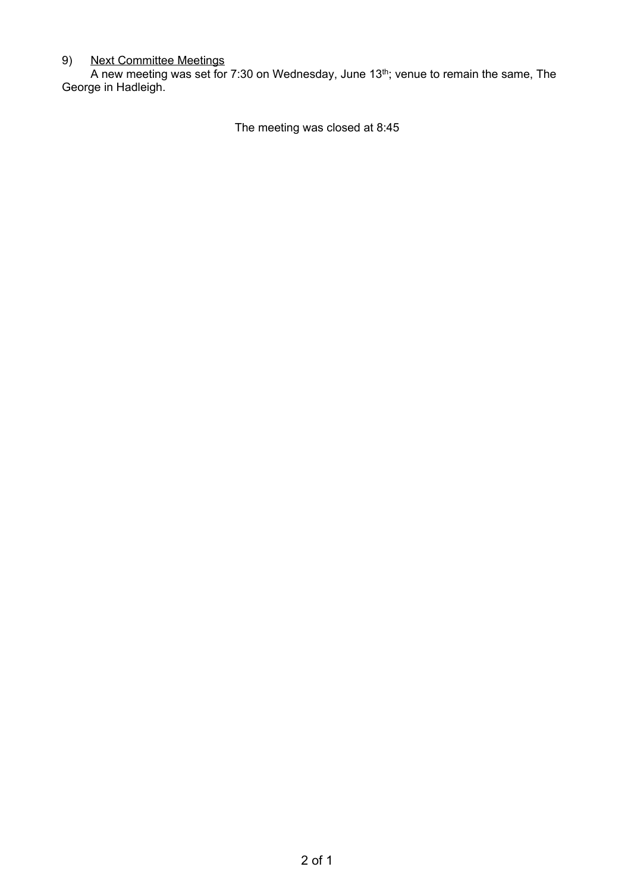9) <u>Next Committee Meetings</u>

A new meeting was set for 7:30 on Wednesday, June 13th; venue to remain the same, The George in Hadleigh.

The meeting was closed at 8:45